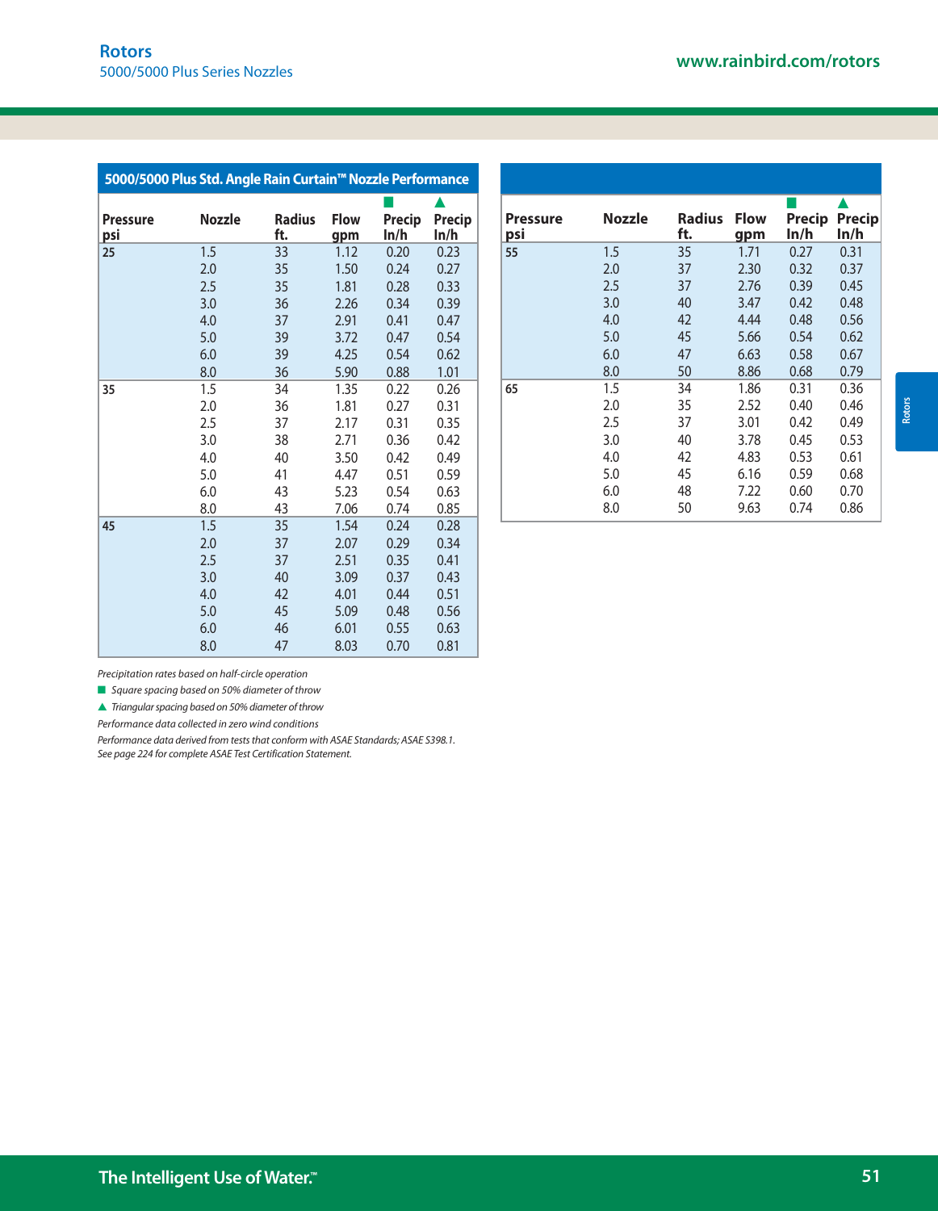## Rotors

5000/5000 Plus Series Nozzles

www.rainbird.com/rotors

### 5000/5000 Plus Std. Angle Rain Curtain™ Nozzle Performance

| Pressure psi | Nozzle | Radius ft. | Flow gpm | ■ Precip In/h | ▲ Precip In/h |
|---|---|---|---|---|---|
| 25 | 1.5 | 33 | 1.12 | 0.20 | 0.23 |
| | 2.0 | 35 | 1.50 | 0.24 | 0.27 |
| | 2.5 | 35 | 1.81 | 0.28 | 0.33 |
| | 3.0 | 36 | 2.26 | 0.34 | 0.39 |
| | 4.0 | 37 | 2.91 | 0.41 | 0.47 |
| | 5.0 | 39 | 3.72 | 0.47 | 0.54 |
| | 6.0 | 39 | 4.25 | 0.54 | 0.62 |
| | 8.0 | 36 | 5.90 | 0.88 | 1.01 |
| 35 | 1.5 | 34 | 1.35 | 0.22 | 0.26 |
| | 2.0 | 36 | 1.81 | 0.27 | 0.31 |
| | 2.5 | 37 | 2.17 | 0.31 | 0.35 |
| | 3.0 | 38 | 2.71 | 0.36 | 0.42 |
| | 4.0 | 40 | 3.50 | 0.42 | 0.49 |
| | 5.0 | 41 | 4.47 | 0.51 | 0.59 |
| | 6.0 | 43 | 5.23 | 0.54 | 0.63 |
| | 8.0 | 43 | 7.06 | 0.74 | 0.85 |
| 45 | 1.5 | 35 | 1.54 | 0.24 | 0.28 |
| | 2.0 | 37 | 2.07 | 0.29 | 0.34 |
| | 2.5 | 37 | 2.51 | 0.35 | 0.41 |
| | 3.0 | 40 | 3.09 | 0.37 | 0.43 |
| | 4.0 | 42 | 4.01 | 0.44 | 0.51 |
| | 5.0 | 45 | 5.09 | 0.48 | 0.56 |
| | 6.0 | 46 | 6.01 | 0.55 | 0.63 |
| | 8.0 | 47 | 8.03 | 0.70 | 0.81 |
| 55 | 1.5 | 35 | 1.71 | 0.27 | 0.31 |
| | 2.0 | 37 | 2.30 | 0.32 | 0.37 |
| | 2.5 | 37 | 2.76 | 0.39 | 0.45 |
| | 3.0 | 40 | 3.47 | 0.42 | 0.48 |
| | 4.0 | 42 | 4.44 | 0.48 | 0.56 |
| | 5.0 | 45 | 5.66 | 0.54 | 0.62 |
| | 6.0 | 47 | 6.63 | 0.58 | 0.67 |
| | 8.0 | 50 | 8.86 | 0.68 | 0.79 |
| 65 | 1.5 | 34 | 1.86 | 0.31 | 0.36 |
| | 2.0 | 35 | 2.52 | 0.40 | 0.46 |
| | 2.5 | 37 | 3.01 | 0.42 | 0.49 |
| | 3.0 | 40 | 3.78 | 0.45 | 0.53 |
| | 4.0 | 42 | 4.83 | 0.53 | 0.61 |
| | 5.0 | 45 | 6.16 | 0.59 | 0.68 |
| | 6.0 | 48 | 7.22 | 0.60 | 0.70 |
| | 8.0 | 50 | 9.63 | 0.74 | 0.86 |

*Precipitation rates based on half-circle operation*

■ *Square spacing based on 50% diameter of throw*

▲ *Triangular spacing based on 50% diameter of throw*

*Performance data collected in zero wind conditions*

*Performance data derived from tests that conform with ASAE Standards; ASAE S398.1.*
*See page 224 for complete ASAE Test Certification Statement.*

Rotors

The Intelligent Use of Water.™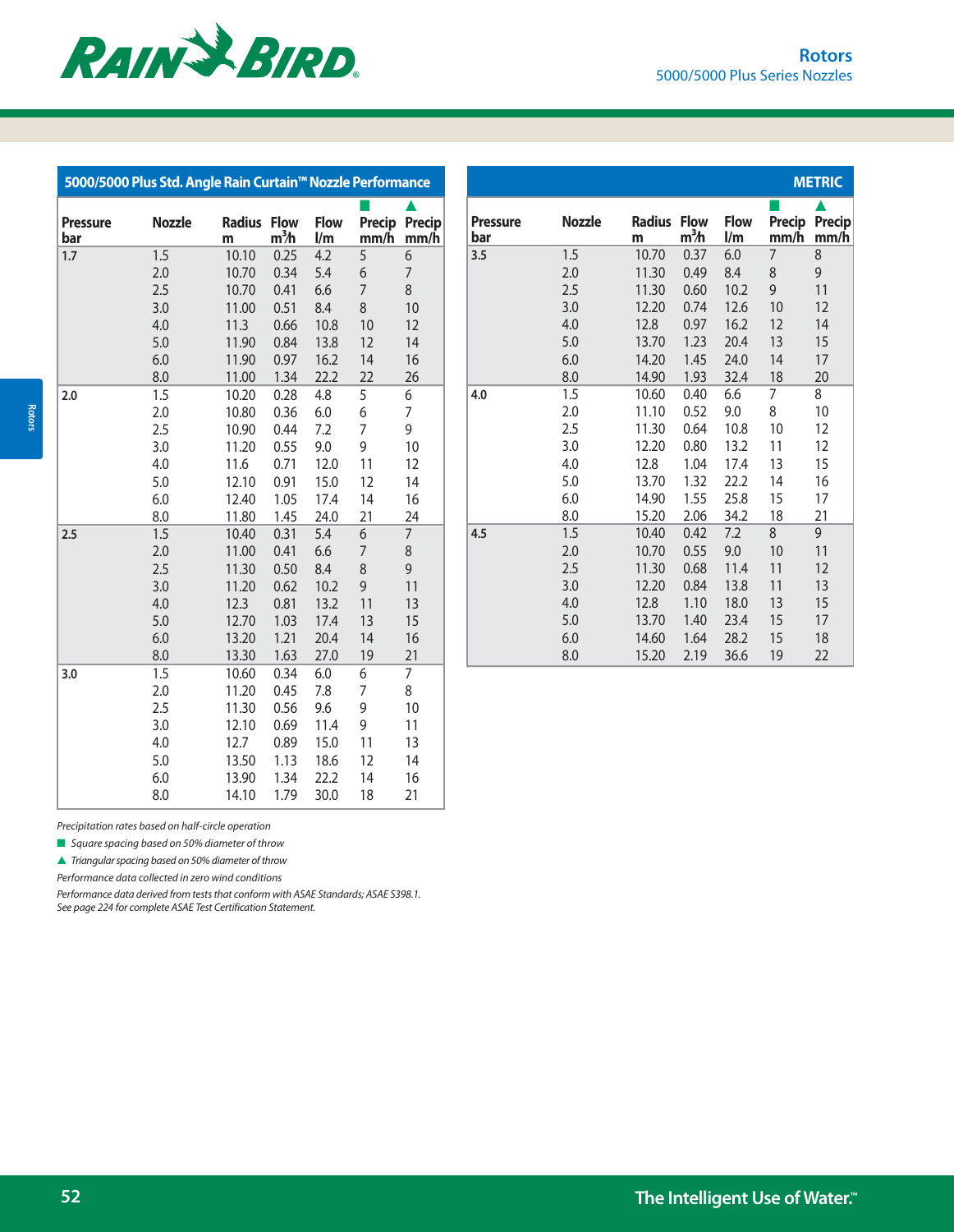## 5000/5000 Plus Std. Angle Rain Curtain™ Nozzle Performance

METRIC

| Pressure bar | Nozzle | Radius m | Flow $m^3/h$ | Flow l/m | ■ Precip mm/h | ▲ Precip mm/h |
|---|---|---|---|---|---|---|
| 1.7 | 1.5 | 10.10 | 0.25 | 4.2 | 5 | 6 |
| | 2.0 | 10.70 | 0.34 | 5.4 | 6 | 7 |
| | 2.5 | 10.70 | 0.41 | 6.6 | 7 | 8 |
| | 3.0 | 11.00 | 0.51 | 8.4 | 8 | 10 |
| | 4.0 | 11.3 | 0.66 | 10.8 | 10 | 12 |
| | 5.0 | 11.90 | 0.84 | 13.8 | 12 | 14 |
| | 6.0 | 11.90 | 0.97 | 16.2 | 14 | 16 |
| | 8.0 | 11.00 | 1.34 | 22.2 | 22 | 26 |
| 2.0 | 1.5 | 10.20 | 0.28 | 4.8 | 5 | 6 |
| | 2.0 | 10.80 | 0.36 | 6.0 | 6 | 7 |
| | 2.5 | 10.90 | 0.44 | 7.2 | 7 | 9 |
| | 3.0 | 11.20 | 0.55 | 9.0 | 9 | 10 |
| | 4.0 | 11.6 | 0.71 | 12.0 | 11 | 12 |
| | 5.0 | 12.10 | 0.91 | 15.0 | 12 | 14 |
| | 6.0 | 12.40 | 1.05 | 17.4 | 14 | 16 |
| | 8.0 | 11.80 | 1.45 | 24.0 | 21 | 24 |
| 2.5 | 1.5 | 10.40 | 0.31 | 5.4 | 6 | 7 |
| | 2.0 | 11.00 | 0.41 | 6.6 | 7 | 8 |
| | 2.5 | 11.30 | 0.50 | 8.4 | 8 | 9 |
| | 3.0 | 11.20 | 0.62 | 10.2 | 9 | 11 |
| | 4.0 | 12.3 | 0.81 | 13.2 | 11 | 13 |
| | 5.0 | 12.70 | 1.03 | 17.4 | 13 | 15 |
| | 6.0 | 13.20 | 1.21 | 20.4 | 14 | 16 |
| | 8.0 | 13.30 | 1.63 | 27.0 | 19 | 21 |
| 3.0 | 1.5 | 10.60 | 0.34 | 6.0 | 6 | 7 |
| | 2.0 | 11.20 | 0.45 | 7.8 | 7 | 8 |
| | 2.5 | 11.30 | 0.56 | 9.6 | 9 | 10 |
| | 3.0 | 12.10 | 0.69 | 11.4 | 9 | 11 |
| | 4.0 | 12.7 | 0.89 | 15.0 | 11 | 13 |
| | 5.0 | 13.50 | 1.13 | 18.6 | 12 | 14 |
| | 6.0 | 13.90 | 1.34 | 22.2 | 14 | 16 |
| | 8.0 | 14.10 | 1.79 | 30.0 | 18 | 21 |
| 3.5 | 1.5 | 10.70 | 0.37 | 6.0 | 7 | 8 |
| | 2.0 | 11.30 | 0.49 | 8.4 | 8 | 9 |
| | 2.5 | 11.30 | 0.60 | 10.2 | 9 | 11 |
| | 3.0 | 12.20 | 0.74 | 12.6 | 10 | 12 |
| | 4.0 | 12.8 | 0.97 | 16.2 | 12 | 14 |
| | 5.0 | 13.70 | 1.23 | 20.4 | 13 | 15 |
| | 6.0 | 14.20 | 1.45 | 24.0 | 14 | 17 |
| | 8.0 | 14.90 | 1.93 | 32.4 | 18 | 20 |
| 4.0 | 1.5 | 10.60 | 0.40 | 6.6 | 7 | 8 |
| | 2.0 | 11.10 | 0.52 | 9.0 | 8 | 10 |
| | 2.5 | 11.30 | 0.64 | 10.8 | 10 | 12 |
| | 3.0 | 12.20 | 0.80 | 13.2 | 11 | 12 |
| | 4.0 | 12.8 | 1.04 | 17.4 | 13 | 15 |
| | 5.0 | 13.70 | 1.32 | 22.2 | 14 | 16 |
| | 6.0 | 14.90 | 1.55 | 25.8 | 15 | 17 |
| | 8.0 | 15.20 | 2.06 | 34.2 | 18 | 21 |
| 4.5 | 1.5 | 10.40 | 0.42 | 7.2 | 8 | 9 |
| | 2.0 | 10.70 | 0.55 | 9.0 | 10 | 11 |
| | 2.5 | 11.30 | 0.68 | 11.4 | 11 | 12 |
| | 3.0 | 12.20 | 0.84 | 13.8 | 11 | 13 |
| | 4.0 | 12.8 | 1.10 | 18.0 | 13 | 15 |
| | 5.0 | 13.70 | 1.40 | 23.4 | 15 | 17 |
| | 6.0 | 14.60 | 1.64 | 28.2 | 15 | 18 |
| | 8.0 | 15.20 | 2.19 | 36.6 | 19 | 22 |

*Precipitation rates based on half-circle operation*

■ *Square spacing based on 50% diameter of throw*

▲ *Triangular spacing based on 50% diameter of throw*

*Performance data collected in zero wind conditions*

*Performance data derived from tests that conform with ASAE Standards; ASAE S398.1.*
*See page 224 for complete ASAE Test Certification Statement.*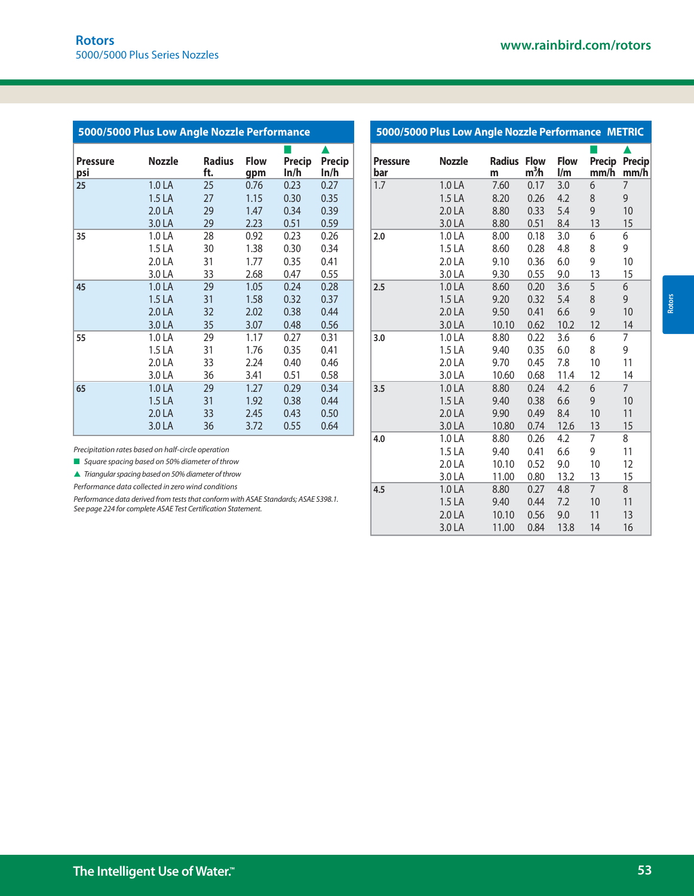# Rotors

5000/5000 Plus Series Nozzles

www.rainbird.com/rotors

## 5000/5000 Plus Low Angle Nozzle Performance

| Pressure psi | Nozzle | Radius ft. | Flow gpm | ■ Precip In/h | ▲ Precip In/h |
|---|---|---|---|---|---|
| 25 | 1.0 LA | 25 | 0.76 | 0.23 | 0.27 |
| | 1.5 LA | 27 | 1.15 | 0.30 | 0.35 |
| | 2.0 LA | 29 | 1.47 | 0.34 | 0.39 |
| | 3.0 LA | 29 | 2.23 | 0.51 | 0.59 |
| 35 | 1.0 LA | 28 | 0.92 | 0.23 | 0.26 |
| | 1.5 LA | 30 | 1.38 | 0.30 | 0.34 |
| | 2.0 LA | 31 | 1.77 | 0.35 | 0.41 |
| | 3.0 LA | 33 | 2.68 | 0.47 | 0.55 |
| 45 | 1.0 LA | 29 | 1.05 | 0.24 | 0.28 |
| | 1.5 LA | 31 | 1.58 | 0.32 | 0.37 |
| | 2.0 LA | 32 | 2.02 | 0.38 | 0.44 |
| | 3.0 LA | 35 | 3.07 | 0.48 | 0.56 |
| 55 | 1.0 LA | 29 | 1.17 | 0.27 | 0.31 |
| | 1.5 LA | 31 | 1.76 | 0.35 | 0.41 |
| | 2.0 LA | 33 | 2.24 | 0.40 | 0.46 |
| | 3.0 LA | 36 | 3.41 | 0.51 | 0.58 |
| 65 | 1.0 LA | 29 | 1.27 | 0.29 | 0.34 |
| | 1.5 LA | 31 | 1.92 | 0.38 | 0.44 |
| | 2.0 LA | 33 | 2.45 | 0.43 | 0.50 |
| | 3.0 LA | 36 | 3.72 | 0.55 | 0.64 |

*Precipitation rates based on half-circle operation*

■ *Square spacing based on 50% diameter of throw*

▲ *Triangular spacing based on 50% diameter of throw*

*Performance data collected in zero wind conditions*

*Performance data derived from tests that conform with ASAE Standards; ASAE S398.1. See page 224 for complete ASAE Test Certification Statement.*

## 5000/5000 Plus Low Angle Nozzle Performance METRIC

| Pressure bar | Nozzle | Radius m | Flow $m^3/h$ | Flow l/m | ■ Precip mm/h | ▲ Precip mm/h |
|---|---|---|---|---|---|---|
| 1.7 | 1.0 LA | 7.60 | 0.17 | 3.0 | 6 | 7 |
| | 1.5 LA | 8.20 | 0.26 | 4.2 | 8 | 9 |
| | 2.0 LA | 8.80 | 0.33 | 5.4 | 9 | 10 |
| | 3.0 LA | 8.80 | 0.51 | 8.4 | 13 | 15 |
| 2.0 | 1.0 LA | 8.00 | 0.18 | 3.0 | 6 | 6 |
| | 1.5 LA | 8.60 | 0.28 | 4.8 | 8 | 9 |
| | 2.0 LA | 9.10 | 0.36 | 6.0 | 9 | 10 |
| | 3.0 LA | 9.30 | 0.55 | 9.0 | 13 | 15 |
| 2.5 | 1.0 LA | 8.60 | 0.20 | 3.6 | 5 | 6 |
| | 1.5 LA | 9.20 | 0.32 | 5.4 | 8 | 9 |
| | 2.0 LA | 9.50 | 0.41 | 6.6 | 9 | 10 |
| | 3.0 LA | 10.10 | 0.62 | 10.2 | 12 | 14 |
| 3.0 | 1.0 LA | 8.80 | 0.22 | 3.6 | 6 | 7 |
| | 1.5 LA | 9.40 | 0.35 | 6.0 | 8 | 9 |
| | 2.0 LA | 9.70 | 0.45 | 7.8 | 10 | 11 |
| | 3.0 LA | 10.60 | 0.68 | 11.4 | 12 | 14 |
| 3.5 | 1.0 LA | 8.80 | 0.24 | 4.2 | 6 | 7 |
| | 1.5 LA | 9.40 | 0.38 | 6.6 | 9 | 10 |
| | 2.0 LA | 9.90 | 0.49 | 8.4 | 10 | 11 |
| | 3.0 LA | 10.80 | 0.74 | 12.6 | 13 | 15 |
| 4.0 | 1.0 LA | 8.80 | 0.26 | 4.2 | 7 | 8 |
| | 1.5 LA | 9.40 | 0.41 | 6.6 | 9 | 11 |
| | 2.0 LA | 10.10 | 0.52 | 9.0 | 10 | 12 |
| | 3.0 LA | 11.00 | 0.80 | 13.2 | 13 | 15 |
| 4.5 | 1.0 LA | 8.80 | 0.27 | 4.8 | 7 | 8 |
| | 1.5 LA | 9.40 | 0.44 | 7.2 | 10 | 11 |
| | 2.0 LA | 10.10 | 0.56 | 9.0 | 11 | 13 |
| | 3.0 LA | 11.00 | 0.84 | 13.8 | 14 | 16 |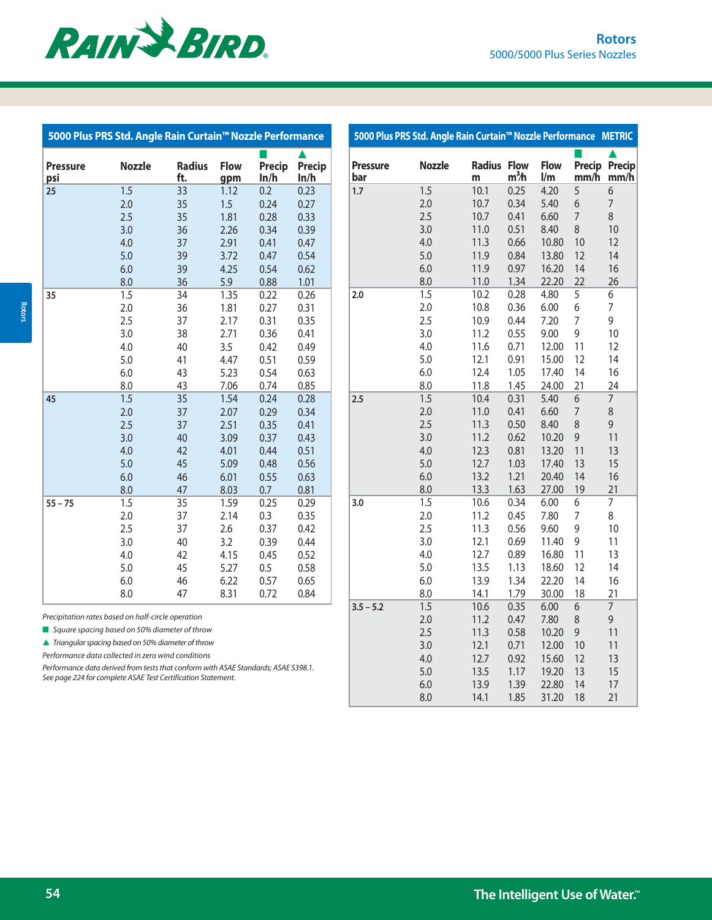## 5000 Plus PRS Std. Angle Rain Curtain™ Nozzle Performance

| Pressure psi | Nozzle | Radius ft. | Flow gpm | ■ Precip In/h | ▲ Precip In/h |
|---|---|---|---|---|---|
| 25 | 1.5 | 33 | 1.12 | 0.2 | 0.23 |
| | 2.0 | 35 | 1.5 | 0.24 | 0.27 |
| | 2.5 | 35 | 1.81 | 0.28 | 0.33 |
| | 3.0 | 36 | 2.26 | 0.34 | 0.39 |
| | 4.0 | 37 | 2.91 | 0.41 | 0.47 |
| | 5.0 | 39 | 3.72 | 0.47 | 0.54 |
| | 6.0 | 39 | 4.25 | 0.54 | 0.62 |
| | 8.0 | 36 | 5.9 | 0.88 | 1.01 |
| 35 | 1.5 | 34 | 1.35 | 0.22 | 0.26 |
| | 2.0 | 36 | 1.81 | 0.27 | 0.31 |
| | 2.5 | 37 | 2.17 | 0.31 | 0.35 |
| | 3.0 | 38 | 2.71 | 0.36 | 0.41 |
| | 4.0 | 40 | 3.5 | 0.42 | 0.49 |
| | 5.0 | 41 | 4.47 | 0.51 | 0.59 |
| | 6.0 | 43 | 5.23 | 0.54 | 0.63 |
| | 8.0 | 43 | 7.06 | 0.74 | 0.85 |
| 45 | 1.5 | 35 | 1.54 | 0.24 | 0.28 |
| | 2.0 | 37 | 2.07 | 0.29 | 0.34 |
| | 2.5 | 37 | 2.51 | 0.35 | 0.41 |
| | 3.0 | 40 | 3.09 | 0.37 | 0.43 |
| | 4.0 | 42 | 4.01 | 0.44 | 0.51 |
| | 5.0 | 45 | 5.09 | 0.48 | 0.56 |
| | 6.0 | 46 | 6.01 | 0.55 | 0.63 |
| | 8.0 | 47 | 8.03 | 0.7 | 0.81 |
| 55 – 75 | 1.5 | 35 | 1.59 | 0.25 | 0.29 |
| | 2.0 | 37 | 2.14 | 0.3 | 0.35 |
| | 2.5 | 37 | 2.6 | 0.37 | 0.42 |
| | 3.0 | 40 | 3.2 | 0.39 | 0.44 |
| | 4.0 | 42 | 4.15 | 0.45 | 0.52 |
| | 5.0 | 45 | 5.27 | 0.5 | 0.58 |
| | 6.0 | 46 | 6.22 | 0.57 | 0.65 |
| | 8.0 | 47 | 8.31 | 0.72 | 0.84 |

*Precipitation rates based on half-circle operation*

■ *Square spacing based on 50% diameter of throw*

▲ *Triangular spacing based on 50% diameter of throw*

*Performance data collected in zero wind conditions*

*Performance data derived from tests that conform with ASAE Standards; ASAE S398.1. See page 224 for complete ASAE Test Certification Statement.*

## 5000 Plus PRS Std. Angle Rain Curtain™ Nozzle Performance METRIC

| Pressure bar | Nozzle | Radius m | Flow $m^3/h$ | Flow l/m | ■ Precip mm/h | ▲ Precip mm/h |
|---|---|---|---|---|---|---|
| 1.7 | 1.5 | 10.1 | 0.25 | 4.20 | 5 | 6 |
| | 2.0 | 10.7 | 0.34 | 5.40 | 6 | 7 |
| | 2.5 | 10.7 | 0.41 | 6.60 | 7 | 8 |
| | 3.0 | 11.0 | 0.51 | 8.40 | 8 | 10 |
| | 4.0 | 11.3 | 0.66 | 10.80 | 10 | 12 |
| | 5.0 | 11.9 | 0.84 | 13.80 | 12 | 14 |
| | 6.0 | 11.9 | 0.97 | 16.20 | 14 | 16 |
| | 8.0 | 11.0 | 1.34 | 22.20 | 22 | 26 |
| 2.0 | 1.5 | 10.2 | 0.28 | 4.80 | 5 | 6 |
| | 2.0 | 10.8 | 0.36 | 6.00 | 6 | 7 |
| | 2.5 | 10.9 | 0.44 | 7.20 | 7 | 9 |
| | 3.0 | 11.2 | 0.55 | 9.00 | 9 | 10 |
| | 4.0 | 11.6 | 0.71 | 12.00 | 11 | 12 |
| | 5.0 | 12.1 | 0.91 | 15.00 | 12 | 14 |
| | 6.0 | 12.4 | 1.05 | 17.40 | 14 | 16 |
| | 8.0 | 11.8 | 1.45 | 24.00 | 21 | 24 |
| 2.5 | 1.5 | 10.4 | 0.31 | 5.40 | 6 | 7 |
| | 2.0 | 11.0 | 0.41 | 6.60 | 7 | 8 |
| | 2.5 | 11.3 | 0.50 | 8.40 | 8 | 9 |
| | 3.0 | 11.2 | 0.62 | 10.20 | 9 | 11 |
| | 4.0 | 12.3 | 0.81 | 13.20 | 11 | 13 |
| | 5.0 | 12.7 | 1.03 | 17.40 | 13 | 15 |
| | 6.0 | 13.2 | 1.21 | 20.40 | 14 | 16 |
| | 8.0 | 13.3 | 1.63 | 27.00 | 19 | 21 |
| 3.0 | 1.5 | 10.6 | 0.34 | 6.00 | 6 | 7 |
| | 2.0 | 11.2 | 0.45 | 7.80 | 7 | 8 |
| | 2.5 | 11.3 | 0.56 | 9.60 | 9 | 10 |
| | 3.0 | 12.1 | 0.69 | 11.40 | 9 | 11 |
| | 4.0 | 12.7 | 0.89 | 16.80 | 11 | 13 |
| | 5.0 | 13.5 | 1.13 | 18.60 | 12 | 14 |
| | 6.0 | 13.9 | 1.34 | 22.20 | 14 | 16 |
| | 8.0 | 14.1 | 1.79 | 30.00 | 18 | 21 |
| 3.5 – 5.2 | 1.5 | 10.6 | 0.35 | 6.00 | 6 | 7 |
| | 2.0 | 11.2 | 0.47 | 7.80 | 8 | 9 |
| | 2.5 | 11.3 | 0.58 | 10.20 | 9 | 11 |
| | 3.0 | 12.1 | 0.71 | 12.00 | 10 | 11 |
| | 4.0 | 12.7 | 0.92 | 15.60 | 12 | 13 |
| | 5.0 | 13.5 | 1.17 | 19.20 | 13 | 15 |
| | 6.0 | 13.9 | 1.39 | 22.80 | 14 | 17 |
| | 8.0 | 14.1 | 1.85 | 31.20 | 18 | 21 |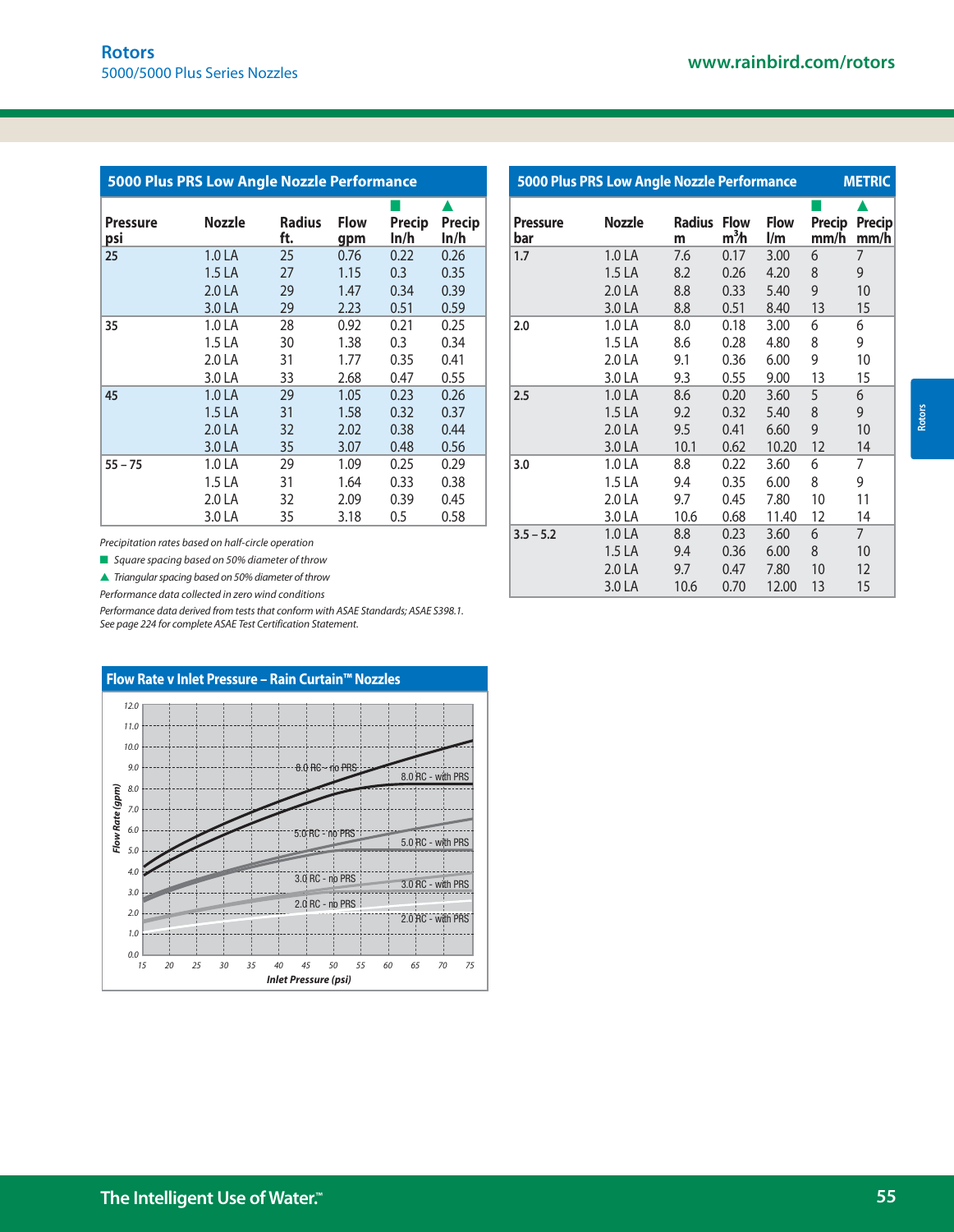## 5000 Plus PRS Low Angle Nozzle Performance

| Pressure psi | Nozzle | Radius ft. | Flow gpm | ■ Precip In/h | ▲ Precip In/h |
|---|---|---|---|---|---|
| 25 | 1.0 LA | 25 | 0.76 | 0.22 | 0.26 |
| | 1.5 LA | 27 | 1.15 | 0.3 | 0.35 |
| | 2.0 LA | 29 | 1.47 | 0.34 | 0.39 |
| | 3.0 LA | 29 | 2.23 | 0.51 | 0.59 |
| 35 | 1.0 LA | 28 | 0.92 | 0.21 | 0.25 |
| | 1.5 LA | 30 | 1.38 | 0.3 | 0.34 |
| | 2.0 LA | 31 | 1.77 | 0.35 | 0.41 |
| | 3.0 LA | 33 | 2.68 | 0.47 | 0.55 |
| 45 | 1.0 LA | 29 | 1.05 | 0.23 | 0.26 |
| | 1.5 LA | 31 | 1.58 | 0.32 | 0.37 |
| | 2.0 LA | 32 | 2.02 | 0.38 | 0.44 |
| | 3.0 LA | 35 | 3.07 | 0.48 | 0.56 |
| 55 – 75 | 1.0 LA | 29 | 1.09 | 0.25 | 0.29 |
| | 1.5 LA | 31 | 1.64 | 0.33 | 0.38 |
| | 2.0 LA | 32 | 2.09 | 0.39 | 0.45 |
| | 3.0 LA | 35 | 3.18 | 0.5 | 0.58 |

*Precipitation rates based on half-circle operation*

■ *Square spacing based on 50% diameter of throw*

▲ *Triangular spacing based on 50% diameter of throw*

*Performance data collected in zero wind conditions*

*Performance data derived from tests that conform with ASAE Standards; ASAE S398.1. See page 224 for complete ASAE Test Certification Statement.*

## 5000 Plus PRS Low Angle Nozzle Performance — METRIC

| Pressure bar | Nozzle | Radius m | Flow $m^3/h$ | Flow l/m | ■ Precip mm/h | ▲ Precip mm/h |
|---|---|---|---|---|---|---|
| 1.7 | 1.0 LA | 7.6 | 0.17 | 3.00 | 6 | 7 |
| | 1.5 LA | 8.2 | 0.26 | 4.20 | 8 | 9 |
| | 2.0 LA | 8.8 | 0.33 | 5.40 | 9 | 10 |
| | 3.0 LA | 8.8 | 0.51 | 8.40 | 13 | 15 |
| 2.0 | 1.0 LA | 8.0 | 0.18 | 3.00 | 6 | 6 |
| | 1.5 LA | 8.6 | 0.28 | 4.80 | 8 | 9 |
| | 2.0 LA | 9.1 | 0.36 | 6.00 | 9 | 10 |
| | 3.0 LA | 9.3 | 0.55 | 9.00 | 13 | 15 |
| 2.5 | 1.0 LA | 8.6 | 0.20 | 3.60 | 5 | 6 |
| | 1.5 LA | 9.2 | 0.32 | 5.40 | 8 | 9 |
| | 2.0 LA | 9.5 | 0.41 | 6.60 | 9 | 10 |
| | 3.0 LA | 10.1 | 0.62 | 10.20 | 12 | 14 |
| 3.0 | 1.0 LA | 8.8 | 0.22 | 3.60 | 6 | 7 |
| | 1.5 LA | 9.4 | 0.35 | 6.00 | 8 | 9 |
| | 2.0 LA | 9.7 | 0.45 | 7.80 | 10 | 11 |
| | 3.0 LA | 10.6 | 0.68 | 11.40 | 12 | 14 |
| 3.5 – 5.2 | 1.0 LA | 8.8 | 0.23 | 3.60 | 6 | 7 |
| | 1.5 LA | 9.4 | 0.36 | 6.00 | 8 | 10 |
| | 2.0 LA | 9.7 | 0.47 | 7.80 | 10 | 12 |
| | 3.0 LA | 10.6 | 0.70 | 12.00 | 13 | 15 |

## Flow Rate v Inlet Pressure – Rain Curtain™ Nozzles

Flow Rate (gpm)
12.0
11.0
10.0
9.0
8.0
7.0
6.0
5.0
4.0
3.0
2.0
1.0
0.0

8.0 RC - no PRS
8.0 RC - with PRS
5.0 RC - no PRS
5.0 RC - with PRS
3.0 RC - no PRS
3.0 RC - with PRS
2.0 RC - no PRS
2.0 RC - with PRS

15 20 25 30 35 40 45 50 55 60 65 70 75
Inlet Pressure (psi)